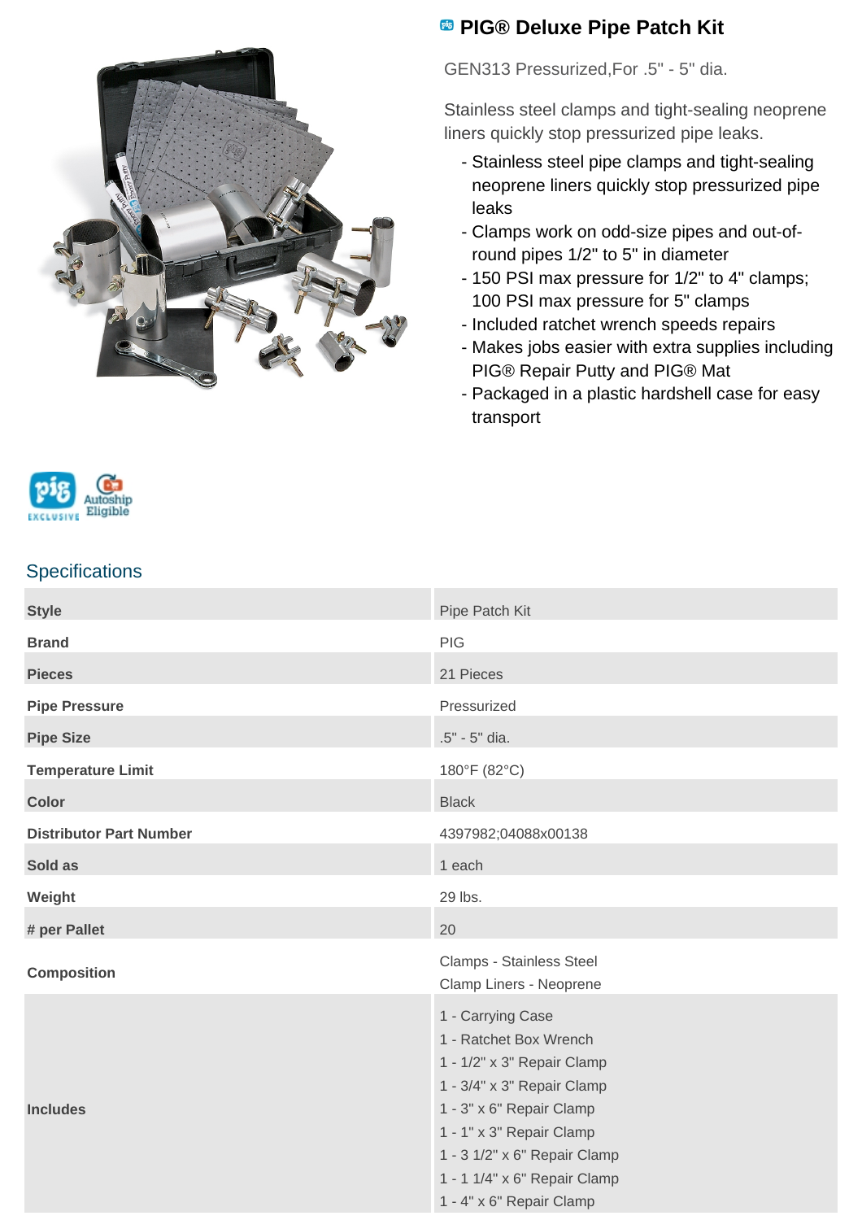# PIG® Deluxe Pipe Patch Kit

GEN313 Pressurized,For .5" - 5" dia.

Stainless steel clamps and tight-sealing neoprene liners quickly stop pressurized pipe leaks.

- Stainless steel pipe clamps and tight-sealing neoprene liners quickly stop pressurized pipe leaks
- Clamps work on odd-size pipes and out-of-round pipes 1/2" to 5" in diameter
- 150 PSI max pressure for 1/2" to 4" clamps; 100 PSI max pressure for 5" clamps
- Included ratchet wrench speeds repairs
- Makes jobs easier with extra supplies including PIG® Repair Putty and PIG® Mat
- Packaged in a plastic hardshell case for easy transport

## Specifications

| | |
|---|---|
| **Style** | Pipe Patch Kit |
| **Brand** | PIG |
| **Pieces** | 21 Pieces |
| **Pipe Pressure** | Pressurized |
| **Pipe Size** | .5" - 5" dia. |
| **Temperature Limit** | 180°F (82°C) |
| **Color** | Black |
| **Distributor Part Number** | 4397982;04088x00138 |
| **Sold as** | 1 each |
| **Weight** | 29 lbs. |
| **# per Pallet** | 20 |
| **Composition** | Clamps - Stainless Steel<br>Clamp Liners - Neoprene |
| **Includes** | 1 - Carrying Case<br>1 - Ratchet Box Wrench<br>1 - 1/2" x 3" Repair Clamp<br>1 - 3/4" x 3" Repair Clamp<br>1 - 3" x 6" Repair Clamp<br>1 - 1" x 3" Repair Clamp<br>1 - 3 1/2" x 6" Repair Clamp<br>1 - 1 1/4" x 6" Repair Clamp<br>1 - 4" x 6" Repair Clamp |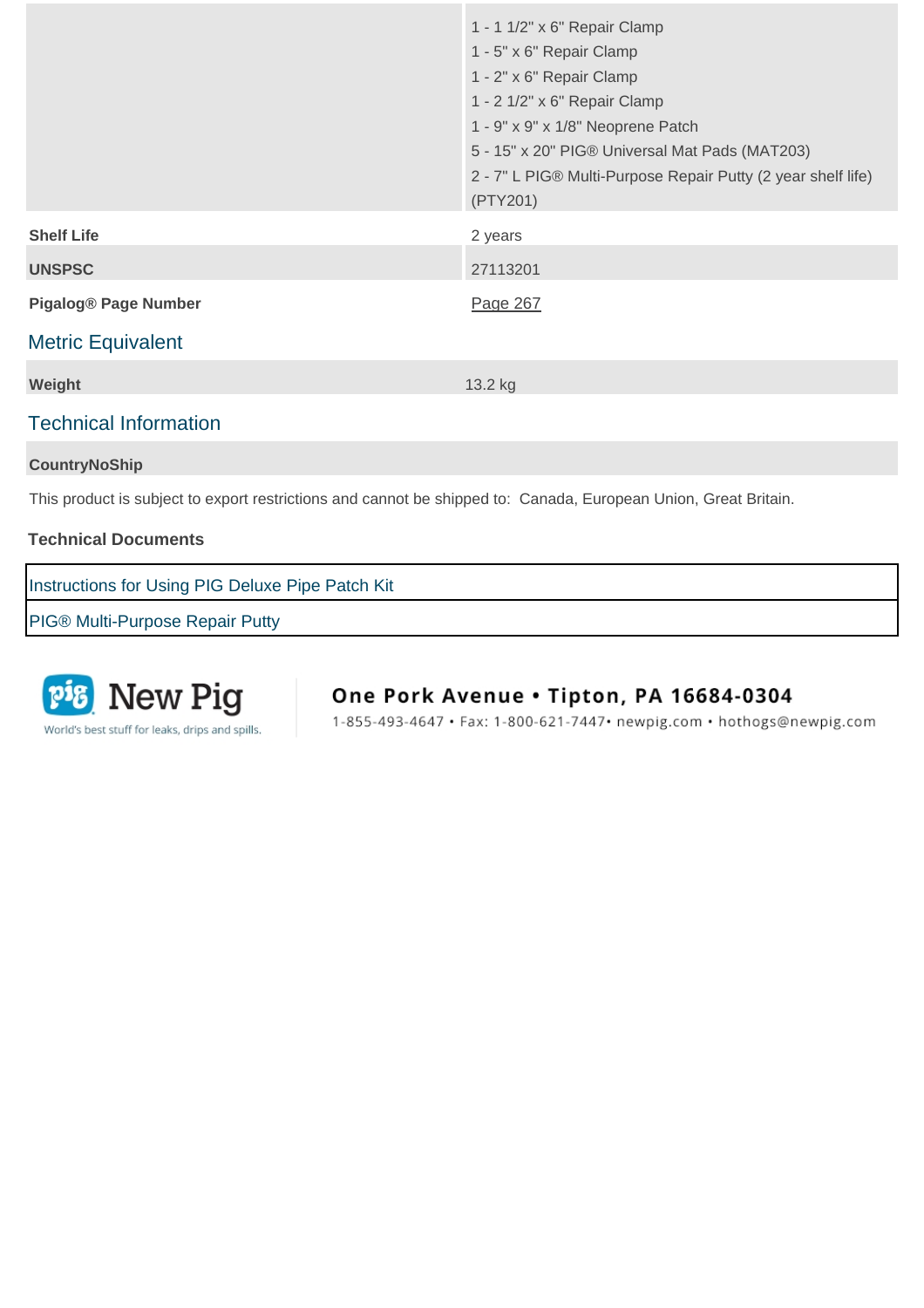| | |
|---|---|
| | 1 - 1 1/2" x 6" Repair Clamp<br>1 - 5" x 6" Repair Clamp<br>1 - 2" x 6" Repair Clamp<br>1 - 2 1/2" x 6" Repair Clamp<br>1 - 9" x 9" x 1/8" Neoprene Patch<br>5 - 15" x 20" PIG® Universal Mat Pads (MAT203)<br>2 - 7" L PIG® Multi-Purpose Repair Putty (2 year shelf life) (PTY201) |
| **Shelf Life** | 2 years |
| **UNSPSC** | 27113201 |
| **Pigalog® Page Number** | Page 267 |

## Metric Equivalent

| | |
|---|---|
| **Weight** | 13.2 kg |

## Technical Information

**CountryNoShip**

This product is subject to export restrictions and cannot be shipped to: Canada, European Union, Great Britain.

**Technical Documents**

| |
|---|
| Instructions for Using PIG Deluxe Pipe Patch Kit |
| PIG® Multi-Purpose Repair Putty |

New Pig
World's best stuff for leaks, drips and spills.

One Pork Avenue • Tipton, PA 16684-0304
1-855-493-4647 • Fax: 1-800-621-7447• newpig.com • hothogs@newpig.com